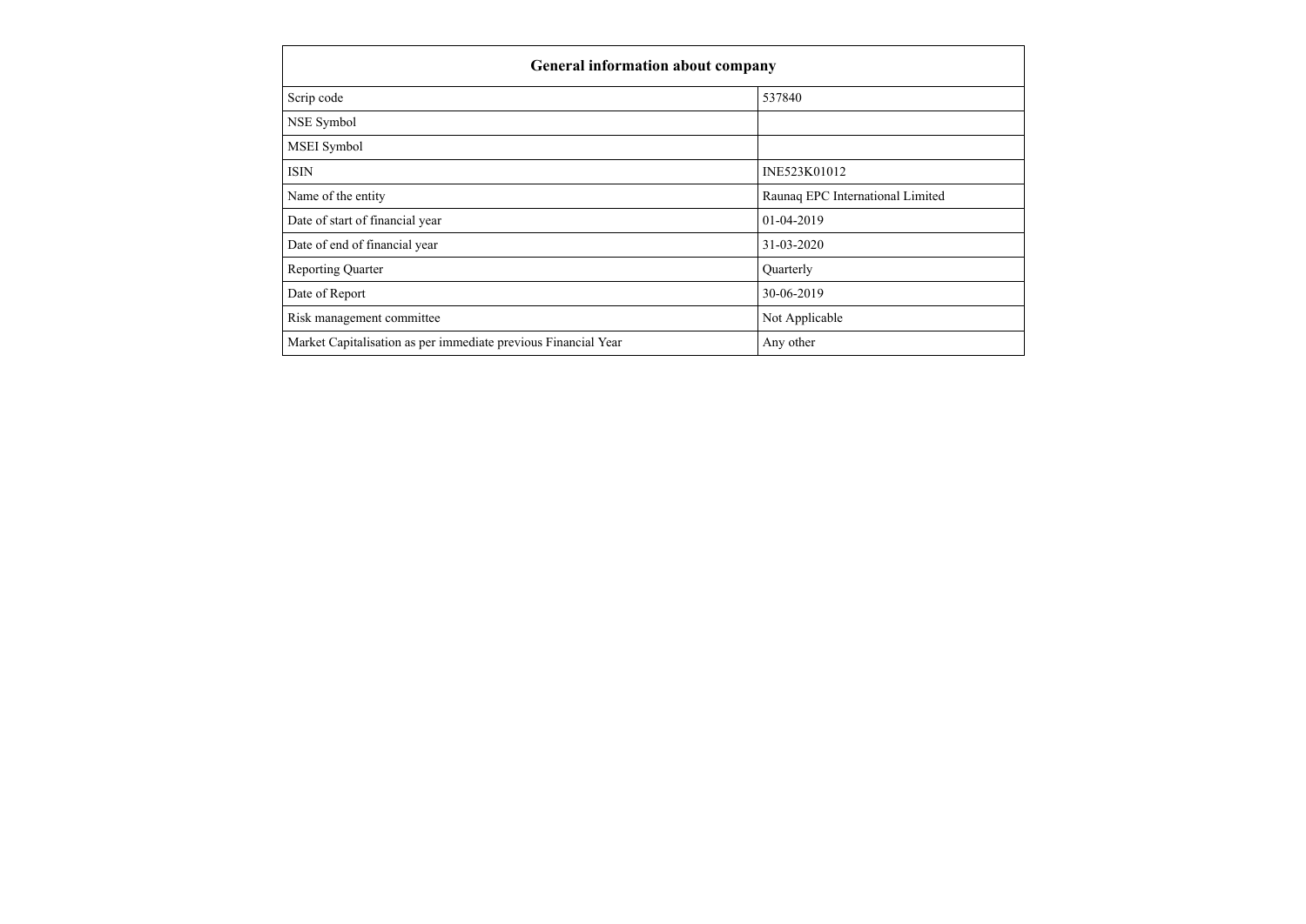| General information about company | |
| --- | --- |
| Scrip code | 537840 |
| NSE Symbol | |
| MSEI Symbol | |
| ISIN | INE523K01012 |
| Name of the entity | Raunaq EPC International Limited |
| Date of start of financial year | 01-04-2019 |
| Date of end of financial year | 31-03-2020 |
| Reporting Quarter | Quarterly |
| Date of Report | 30-06-2019 |
| Risk management committee | Not Applicable |
| Market Capitalisation as per immediate previous Financial Year | Any other |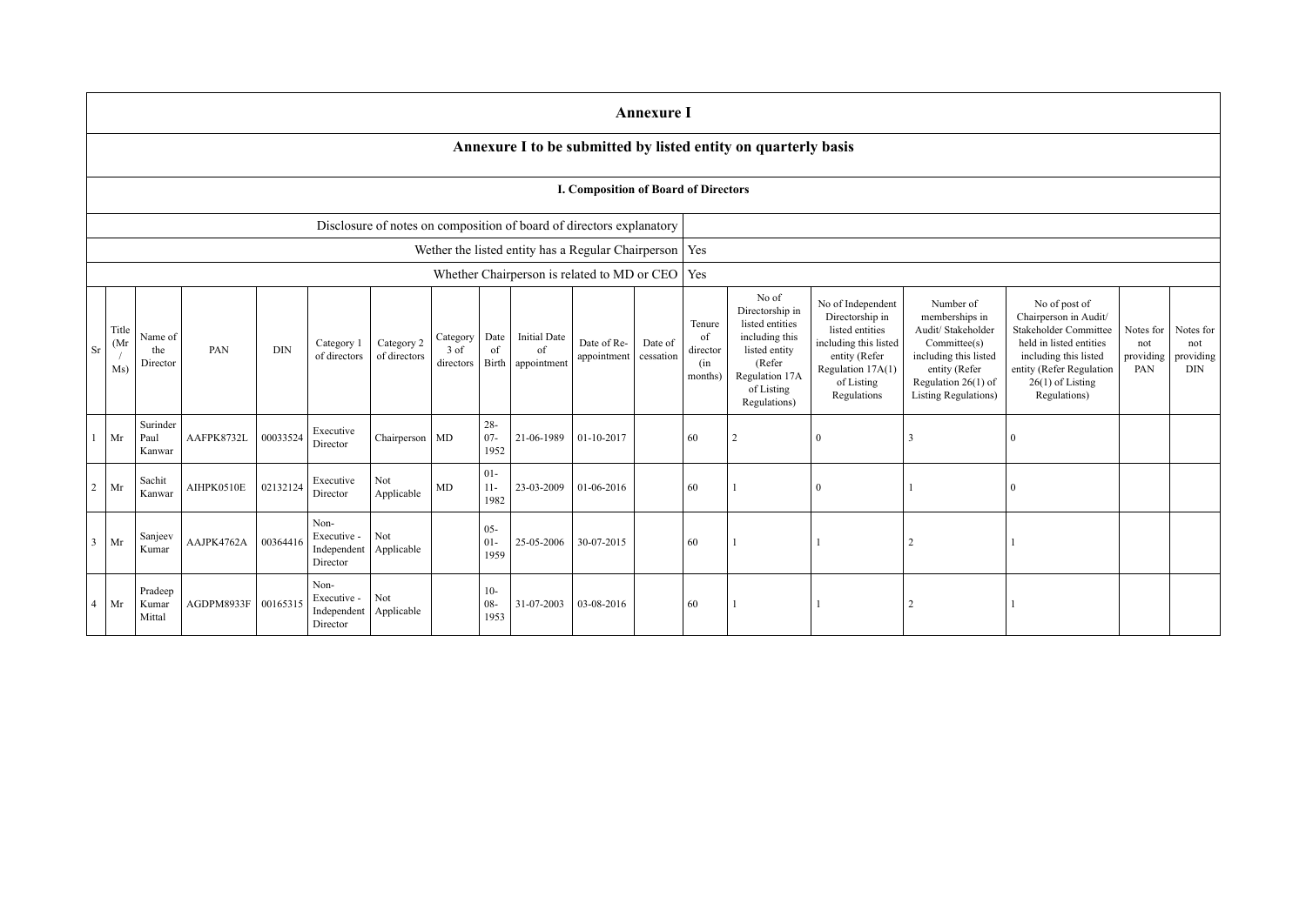# Annexure I

## Annexure I to be submitted by listed entity on quarterly basis

### I. Composition of Board of Directors

| | |
|---|---|
| Disclosure of notes on composition of board of directors explanatory | |
| Wether the listed entity has a Regular Chairperson | Yes |
| Whether Chairperson is related to MD or CEO | Yes |

| Sr | Title (Mr / Ms) | Name of the Director | PAN | DIN | Category 1 of directors | Category 2 of directors | Category 3 of directors | Date of Birth | Initial Date of appointment | Date of Re-appointment | Date of cessation | Tenure of director (in months) | No of Directorship in listed entities including this listed entity (Refer Regulation 17A of Listing Regulations) | No of Independent Directorship in listed entities including this listed entity (Refer Regulation 17A(1) of Listing Regulations | Number of memberships in Audit/ Stakeholder Committee(s) including this listed entity (Refer Regulation 26(1) of Listing Regulations) | No of post of Chairperson in Audit/ Stakeholder Committee held in listed entities including this listed entity (Refer Regulation 26(1) of Listing Regulations) | Notes for not providing PAN | Notes for not providing DIN |
|---|---|---|---|---|---|---|---|---|---|---|---|---|---|---|---|---|---|---|
| 1 | Mr | Surinder Paul Kanwar | AAFPK8732L | 00033524 | Executive Director | Chairperson | MD | 28-07-1952 | 21-06-1989 | 01-10-2017 | | 60 | 2 | 0 | 3 | 0 | | |
| 2 | Mr | Sachit Kanwar | AIHPK0510E | 02132124 | Executive Director | Not Applicable | MD | 01-11-1982 | 23-03-2009 | 01-06-2016 | | 60 | 1 | 0 | 1 | 0 | | |
| 3 | Mr | Sanjeev Kumar | AAJPK4762A | 00364416 | Non-Executive - Independent Director | Not Applicable | | 05-01-1959 | 25-05-2006 | 30-07-2015 | | 60 | 1 | 1 | 2 | 1 | | |
| 4 | Mr | Pradeep Kumar Mittal | AGDPM8933F | 00165315 | Non-Executive - Independent Director | Not Applicable | | 10-08-1953 | 31-07-2003 | 03-08-2016 | | 60 | 1 | 1 | 2 | 1 | | |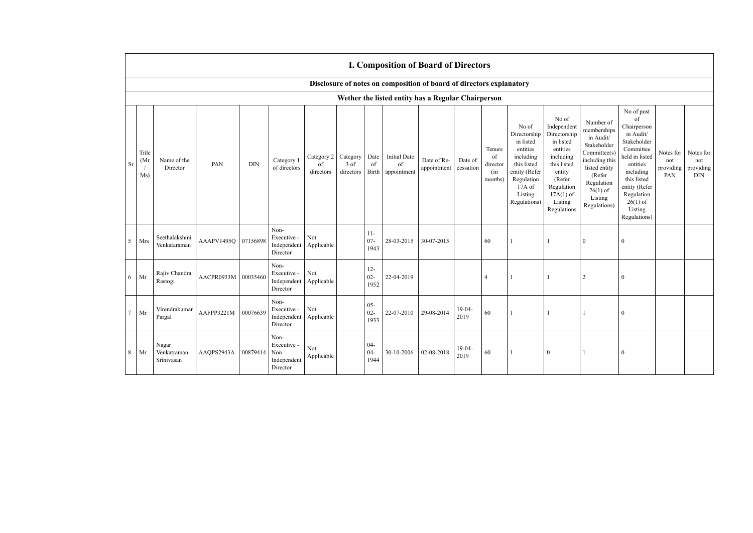# I. Composition of Board of Directors

## Disclosure of notes on composition of board of directors explanatory

### Wether the listed entity has a Regular Chairperson

| Sr | Title (Mr / Ms) | Name of the Director | PAN | DIN | Category 1 of directors | Category 2 of directors | Category 3 of directors | Date of Birth | Initial Date of appointment | Date of Re-appointment | Date of cessation | Tenure of director (in months) | No of Directorship in listed entities including this listed entity (Refer Regulation 17A of Listing Regulations) | No of Independent Directorship in listed entities including this listed entity (Refer Regulation 17A(1) of Listing Regulations | Number of memberships in Audit/ Stakeholder Committee(s) including this listed entity (Refer Regulation 26(1) of Listing Regulations) | No of post of Chairperson in Audit/ Stakeholder Committee held in listed entities including this listed entity (Refer Regulation 26(1) of Listing Regulations) | Notes for not providing PAN | Notes for not providing DIN |
|---|---|---|---|---|---|---|---|---|---|---|---|---|---|---|---|---|---|---|
| 5 | Mrs | Seethalakshmi Venkataraman | AAAPV1495Q | 07156898 | Non-Executive - Independent Director | Not Applicable | | 11-07-1943 | 28-03-2015 | 30-07-2015 | | 60 | 1 | 1 | 0 | 0 | | |
| 6 | Mr | Rajiv Chandra Rastogi | AACPR0933M | 00035460 | Non-Executive - Independent Director | Not Applicable | | 12-02-1952 | 22-04-2019 | | | 4 | 1 | 1 | 2 | 0 | | |
| 7 | Mr | Virendrakumar Pargal | AAFPP3221M | 00076639 | Non-Executive - Independent Director | Not Applicable | | 05-02-1933 | 22-07-2010 | 29-08-2014 | 19-04-2019 | 60 | 1 | 1 | 1 | 0 | | |
| 8 | Mr | Nagar Venkatraman Srinivasan | AAQPS2943A | 00879414 | Non-Executive - Non Independent Director | Not Applicable | | 04-04-1944 | 30-10-2006 | 02-08-2018 | 19-04-2019 | 60 | 1 | 0 | 1 | 0 | | |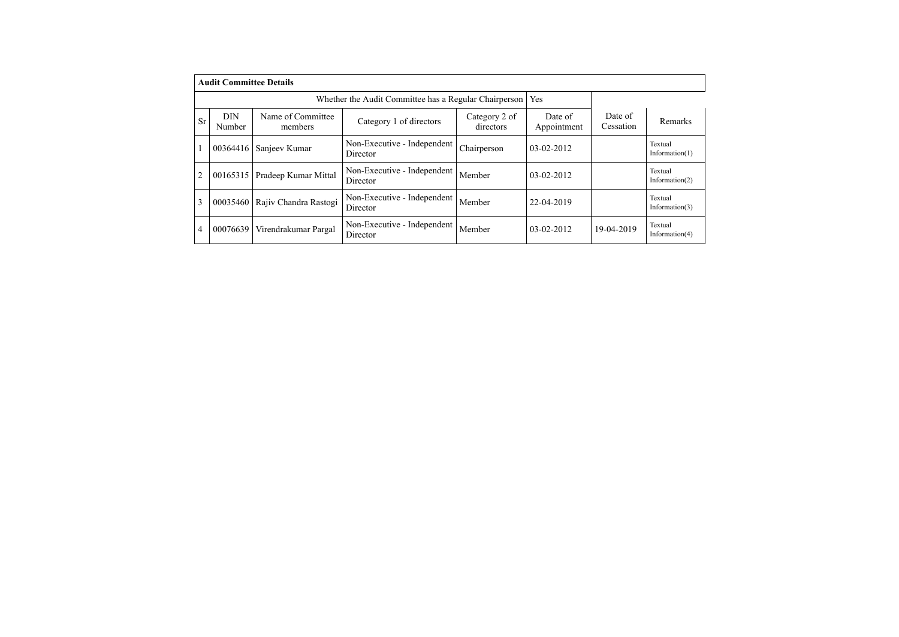| Audit Committee Details | | | | | | | |
|---|---|---|---|---|---|---|---|
| Whether the Audit Committee has a Regular Chairperson | | | | | Yes | | |
| Sr | DIN Number | Name of Committee members | Category 1 of directors | Category 2 of directors | Date of Appointment | Date of Cessation | Remarks |
| 1 | 00364416 | Sanjeev Kumar | Non-Executive - Independent Director | Chairperson | 03-02-2012 | | Textual Information(1) |
| 2 | 00165315 | Pradeep Kumar Mittal | Non-Executive - Independent Director | Member | 03-02-2012 | | Textual Information(2) |
| 3 | 00035460 | Rajiv Chandra Rastogi | Non-Executive - Independent Director | Member | 22-04-2019 | | Textual Information(3) |
| 4 | 00076639 | Virendrakumar Pargal | Non-Executive - Independent Director | Member | 03-02-2012 | 19-04-2019 | Textual Information(4) |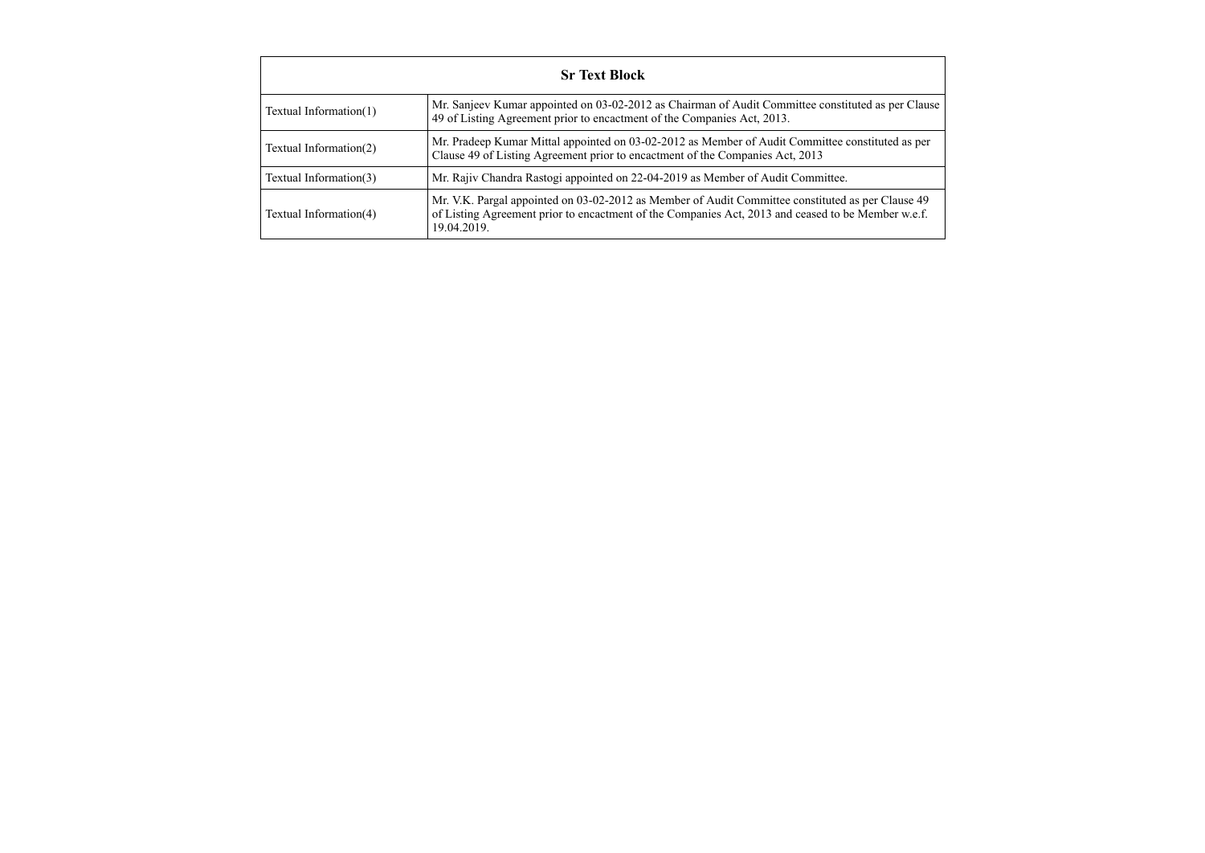| Sr Text Block | |
|---|---|
| Textual Information(1) | Mr. Sanjeev Kumar appointed on 03-02-2012 as Chairman of Audit Committee constituted as per Clause 49 of Listing Agreement prior to encactment of the Companies Act, 2013. |
| Textual Information(2) | Mr. Pradeep Kumar Mittal appointed on 03-02-2012 as Member of Audit Committee constituted as per Clause 49 of Listing Agreement prior to encactment of the Companies Act, 2013 |
| Textual Information(3) | Mr. Rajiv Chandra Rastogi appointed on 22-04-2019 as Member of Audit Committee. |
| Textual Information(4) | Mr. V.K. Pargal appointed on 03-02-2012 as Member of Audit Committee constituted as per Clause 49 of Listing Agreement prior to encactment of the Companies Act, 2013 and ceased to be Member w.e.f. 19.04.2019. |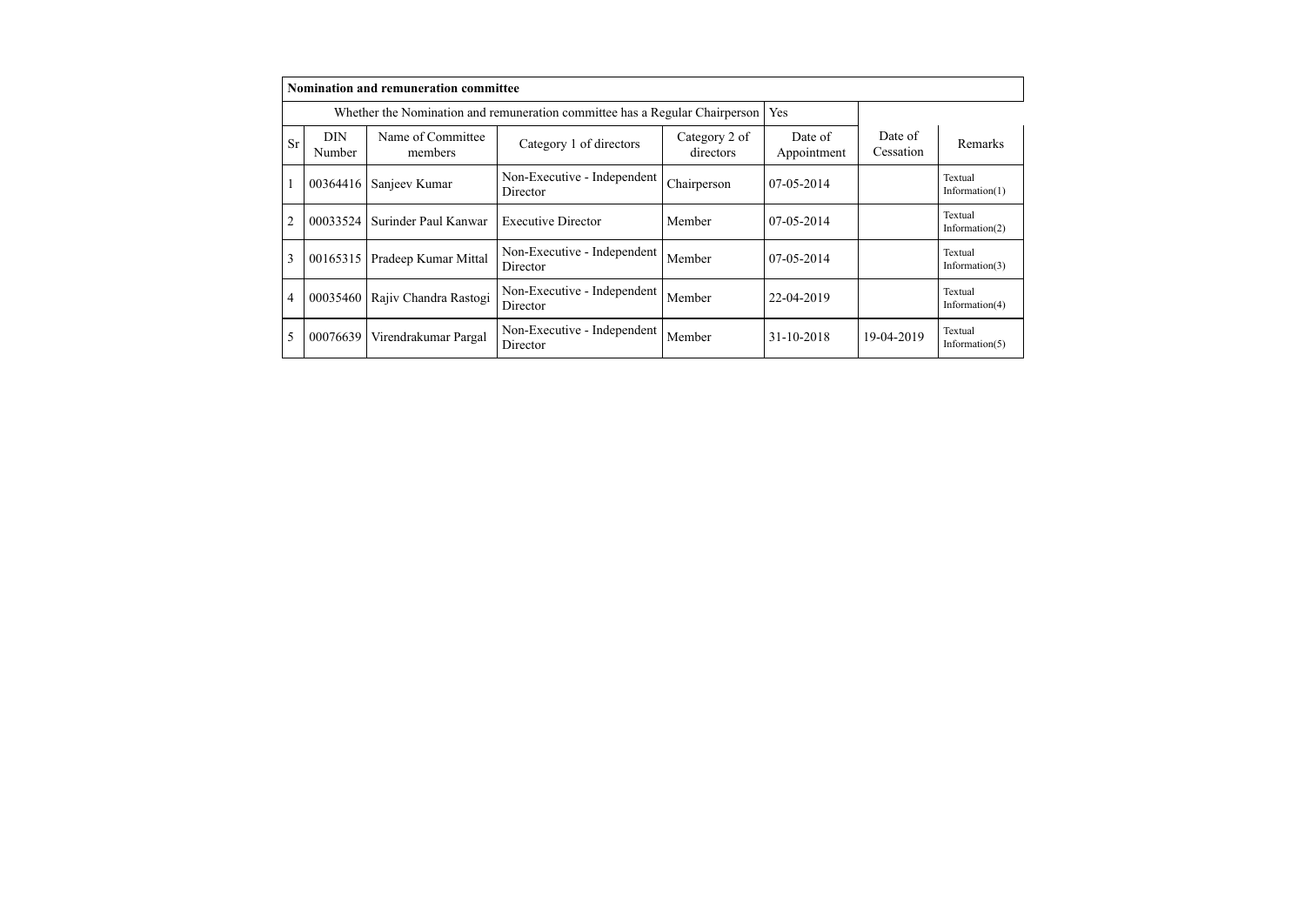| Nomination and remuneration committee | | | | | | | |
|---|---|---|---|---|---|---|---|
| Whether the Nomination and remuneration committee has a Regular Chairperson | | | | | Yes | | |
| Sr | DIN Number | Name of Committee members | Category 1 of directors | Category 2 of directors | Date of Appointment | Date of Cessation | Remarks |
| 1 | 00364416 | Sanjeev Kumar | Non-Executive - Independent Director | Chairperson | 07-05-2014 | | Textual Information(1) |
| 2 | 00033524 | Surinder Paul Kanwar | Executive Director | Member | 07-05-2014 | | Textual Information(2) |
| 3 | 00165315 | Pradeep Kumar Mittal | Non-Executive - Independent Director | Member | 07-05-2014 | | Textual Information(3) |
| 4 | 00035460 | Rajiv Chandra Rastogi | Non-Executive - Independent Director | Member | 22-04-2019 | | Textual Information(4) |
| 5 | 00076639 | Virendrakumar Pargal | Non-Executive - Independent Director | Member | 31-10-2018 | 19-04-2019 | Textual Information(5) |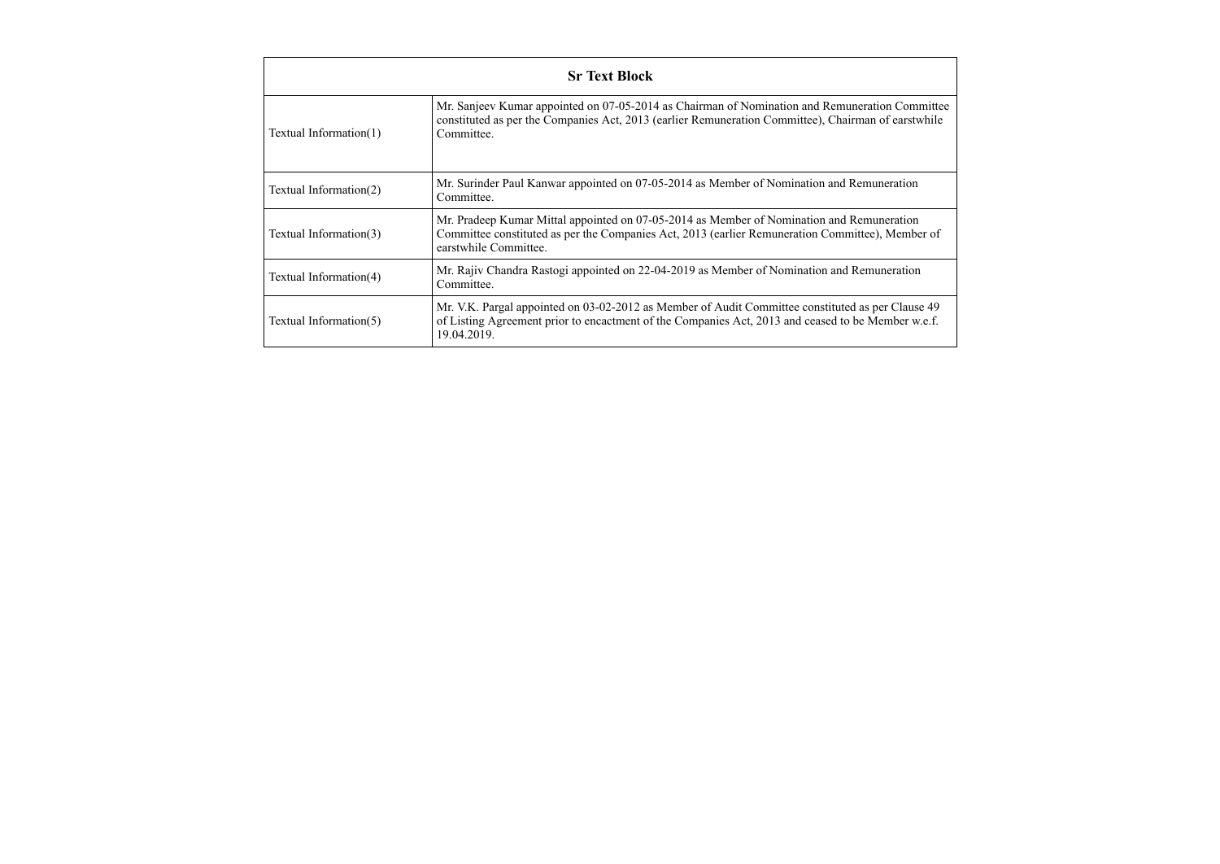| Sr Text Block | |
|---|---|
| Textual Information(1) | Mr. Sanjeev Kumar appointed on 07-05-2014 as Chairman of Nomination and Remuneration Committee constituted as per the Companies Act, 2013 (earlier Remuneration Committee), Chairman of earstwhile Committee. |
| Textual Information(2) | Mr. Surinder Paul Kanwar appointed on 07-05-2014 as Member of Nomination and Remuneration Committee. |
| Textual Information(3) | Mr. Pradeep Kumar Mittal appointed on 07-05-2014 as Member of Nomination and Remuneration Committee constituted as per the Companies Act, 2013 (earlier Remuneration Committee), Member of earstwhile Committee. |
| Textual Information(4) | Mr. Rajiv Chandra Rastogi appointed on 22-04-2019 as Member of Nomination and Remuneration Committee. |
| Textual Information(5) | Mr. V.K. Pargal appointed on 03-02-2012 as Member of Audit Committee constituted as per Clause 49 of Listing Agreement prior to encactment of the Companies Act, 2013 and ceased to be Member w.e.f. 19.04.2019. |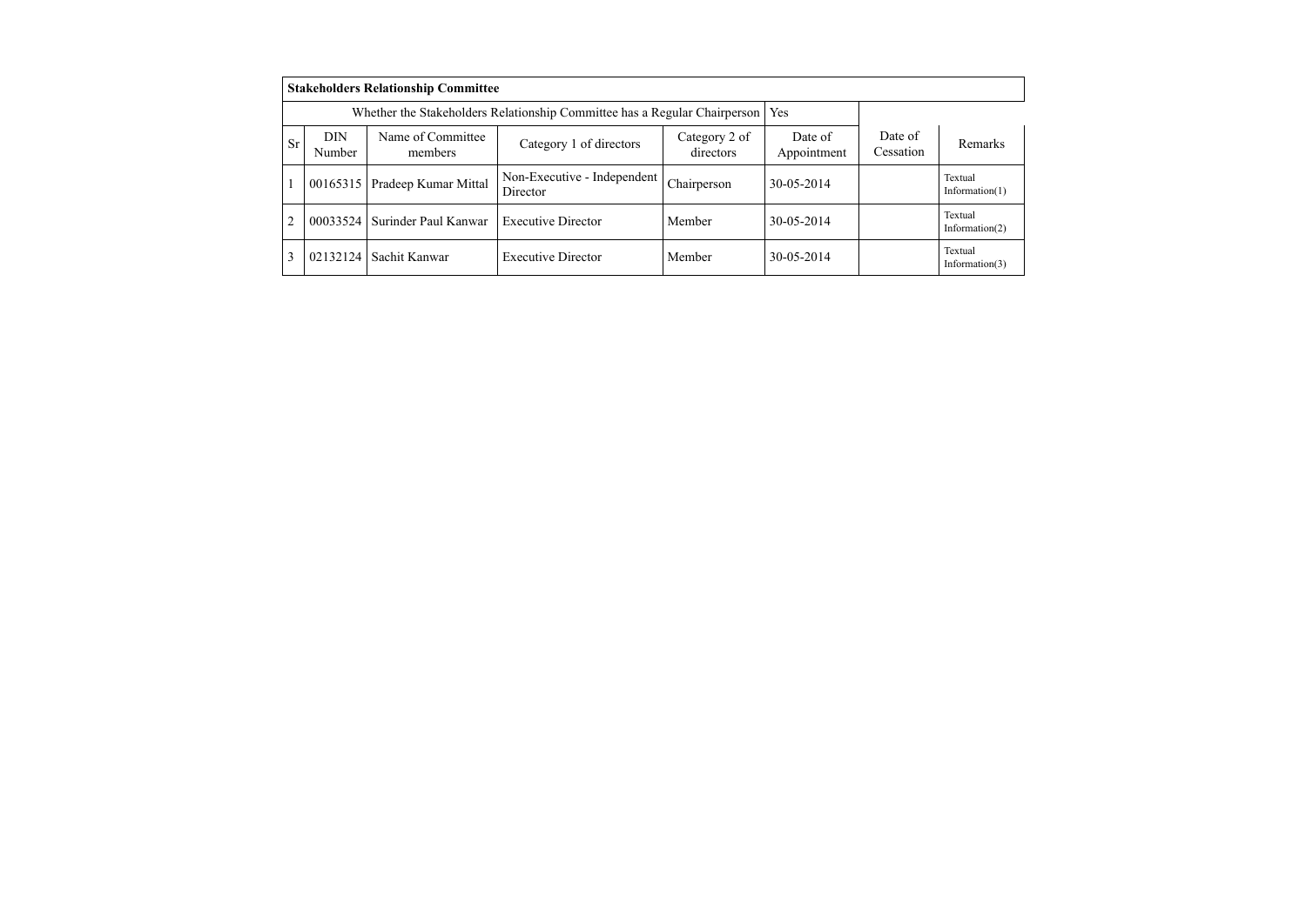| Stakeholders Relationship Committee | | | | | | | |
|---|---|---|---|---|---|---|---|
| Whether the Stakeholders Relationship Committee has a Regular Chairperson | | | | | Yes | | |
| Sr | DIN Number | Name of Committee members | Category 1 of directors | Category 2 of directors | Date of Appointment | Date of Cessation | Remarks |
| 1 | 00165315 | Pradeep Kumar Mittal | Non-Executive - Independent Director | Chairperson | 30-05-2014 | | Textual Information(1) |
| 2 | 00033524 | Surinder Paul Kanwar | Executive Director | Member | 30-05-2014 | | Textual Information(2) |
| 3 | 02132124 | Sachit Kanwar | Executive Director | Member | 30-05-2014 | | Textual Information(3) |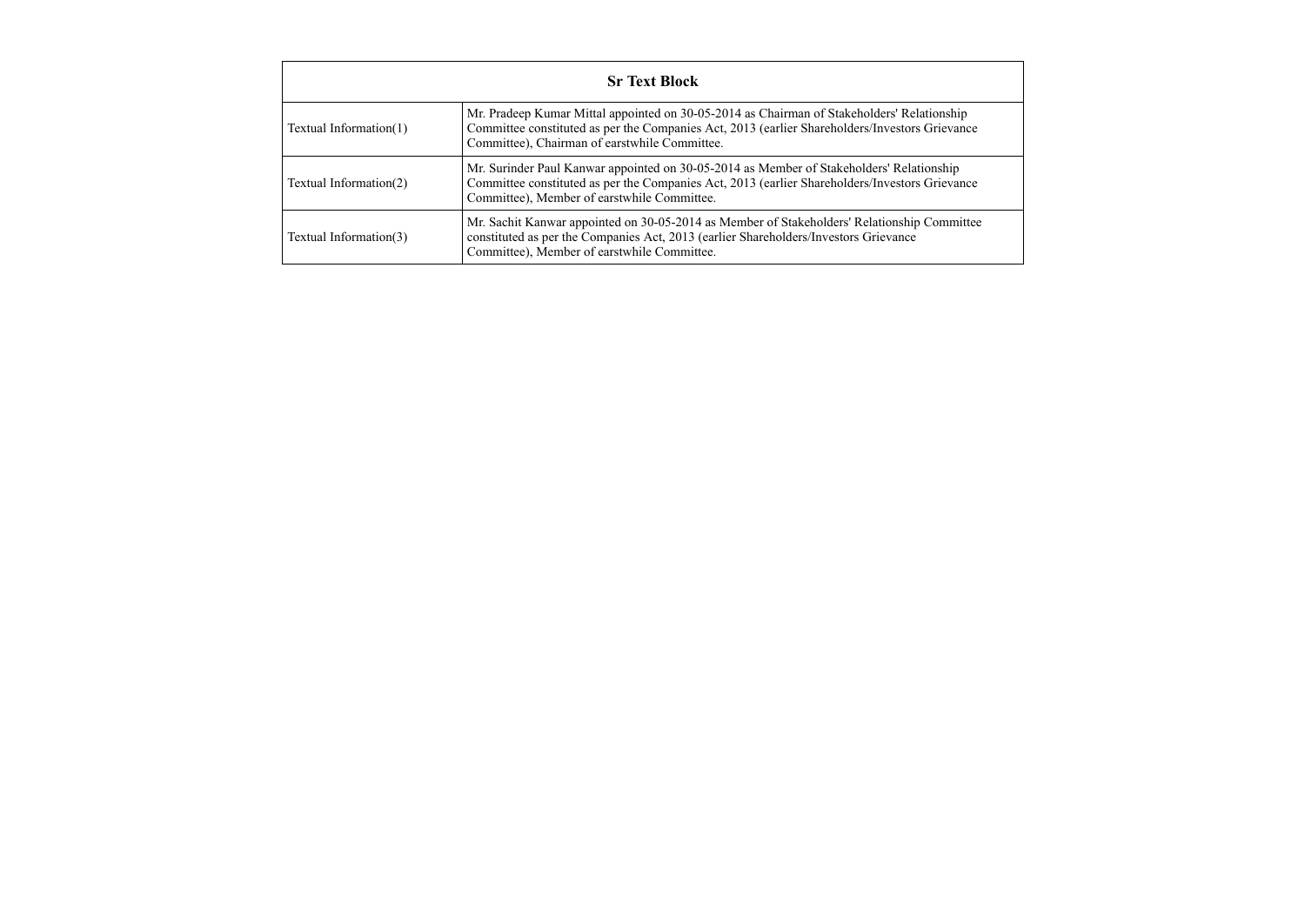| Sr Text Block | |
|---|---|
| Textual Information(1) | Mr. Pradeep Kumar Mittal appointed on 30-05-2014 as Chairman of Stakeholders' Relationship Committee constituted as per the Companies Act, 2013 (earlier Shareholders/Investors Grievance Committee), Chairman of earstwhile Committee. |
| Textual Information(2) | Mr. Surinder Paul Kanwar appointed on 30-05-2014 as Member of Stakeholders' Relationship Committee constituted as per the Companies Act, 2013 (earlier Shareholders/Investors Grievance Committee), Member of earstwhile Committee. |
| Textual Information(3) | Mr. Sachit Kanwar appointed on 30-05-2014 as Member of Stakeholders' Relationship Committee constituted as per the Companies Act, 2013 (earlier Shareholders/Investors Grievance Committee), Member of earstwhile Committee. |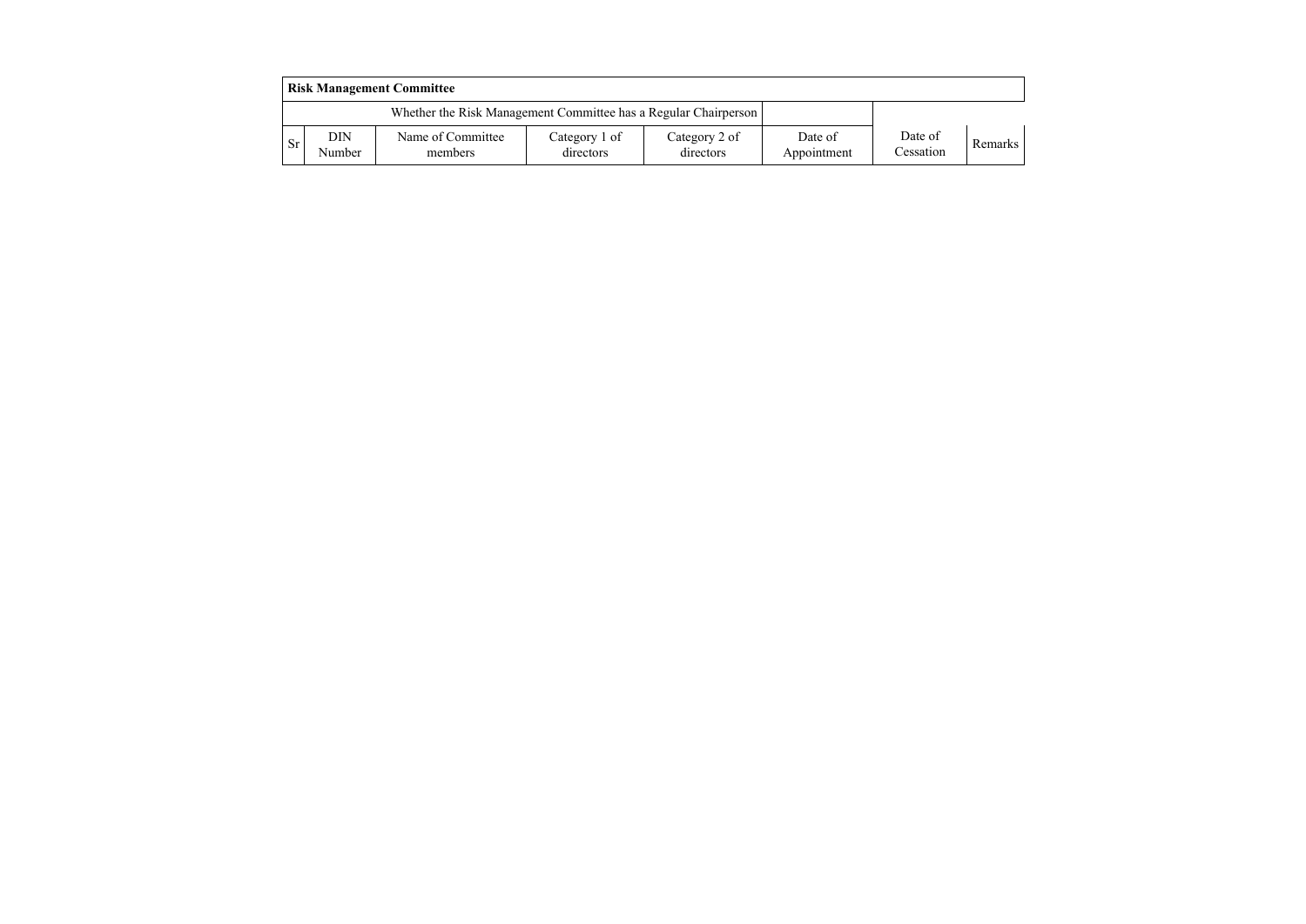| Risk Management Committee | | | | | | | |
|---|---|---|---|---|---|---|---|
| Whether the Risk Management Committee has a Regular Chairperson | | | | | | | |
| Sr | DIN Number | Name of Committee members | Category 1 of directors | Category 2 of directors | Date of Appointment | Date of Cessation | Remarks |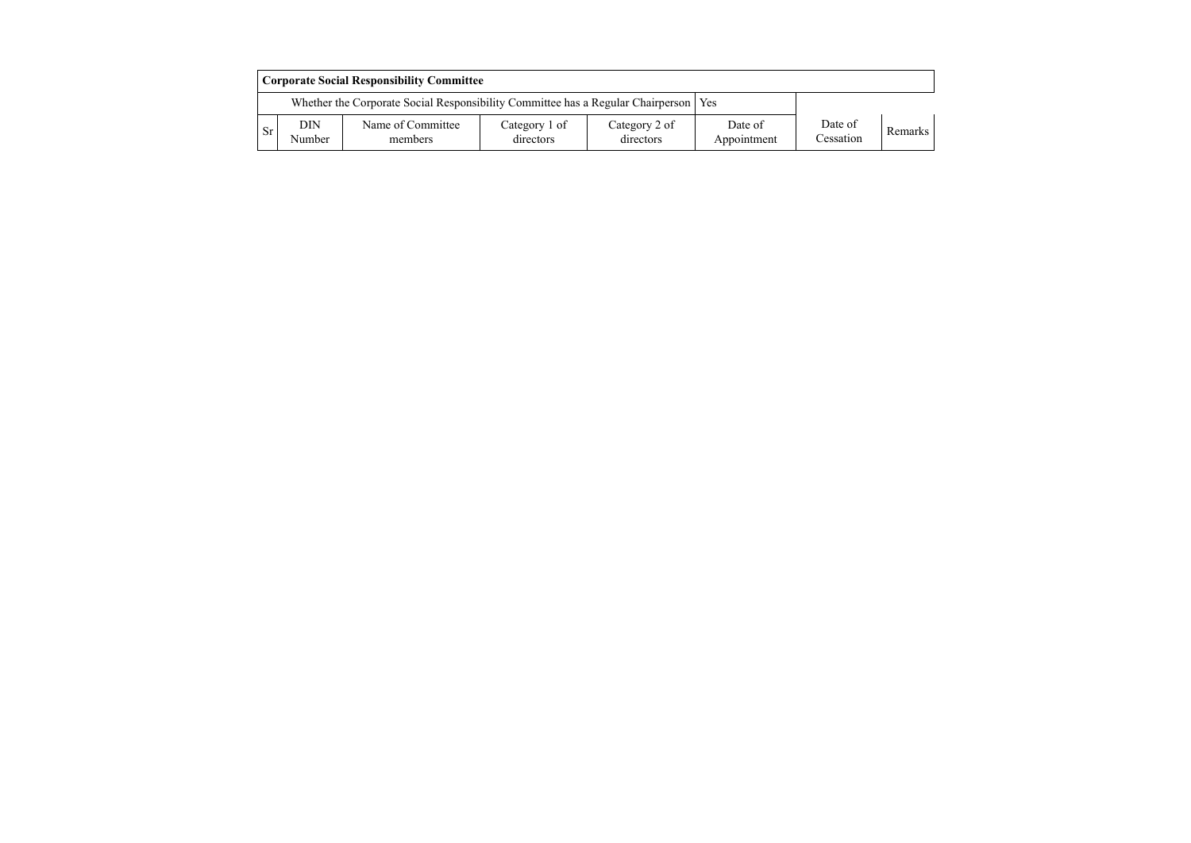| Corporate Social Responsibility Committee | | | | | | | |
|---|---|---|---|---|---|---|---|
| Whether the Corporate Social Responsibility Committee has a Regular Chairperson | | | | | Yes | | |
| Sr | DIN Number | Name of Committee members | Category 1 of directors | Category 2 of directors | Date of Appointment | Date of Cessation | Remarks |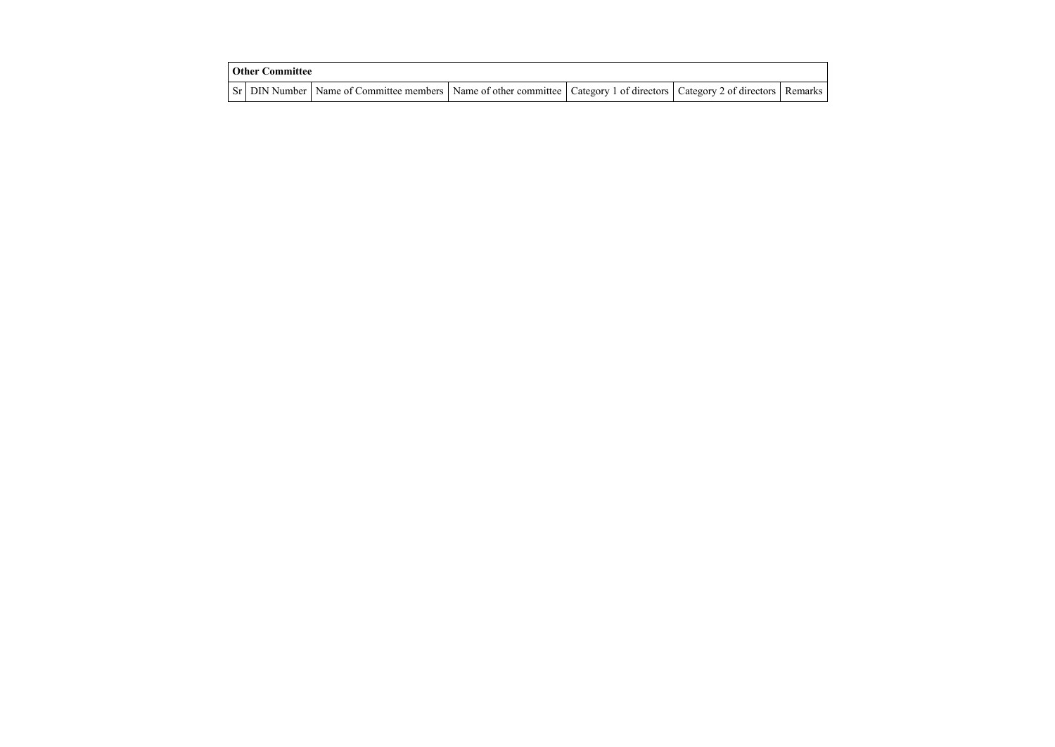| Other Committee | | | | | | |
|---|---|---|---|---|---|---|
| Sr | DIN Number | Name of Committee members | Name of other committee | Category 1 of directors | Category 2 of directors | Remarks |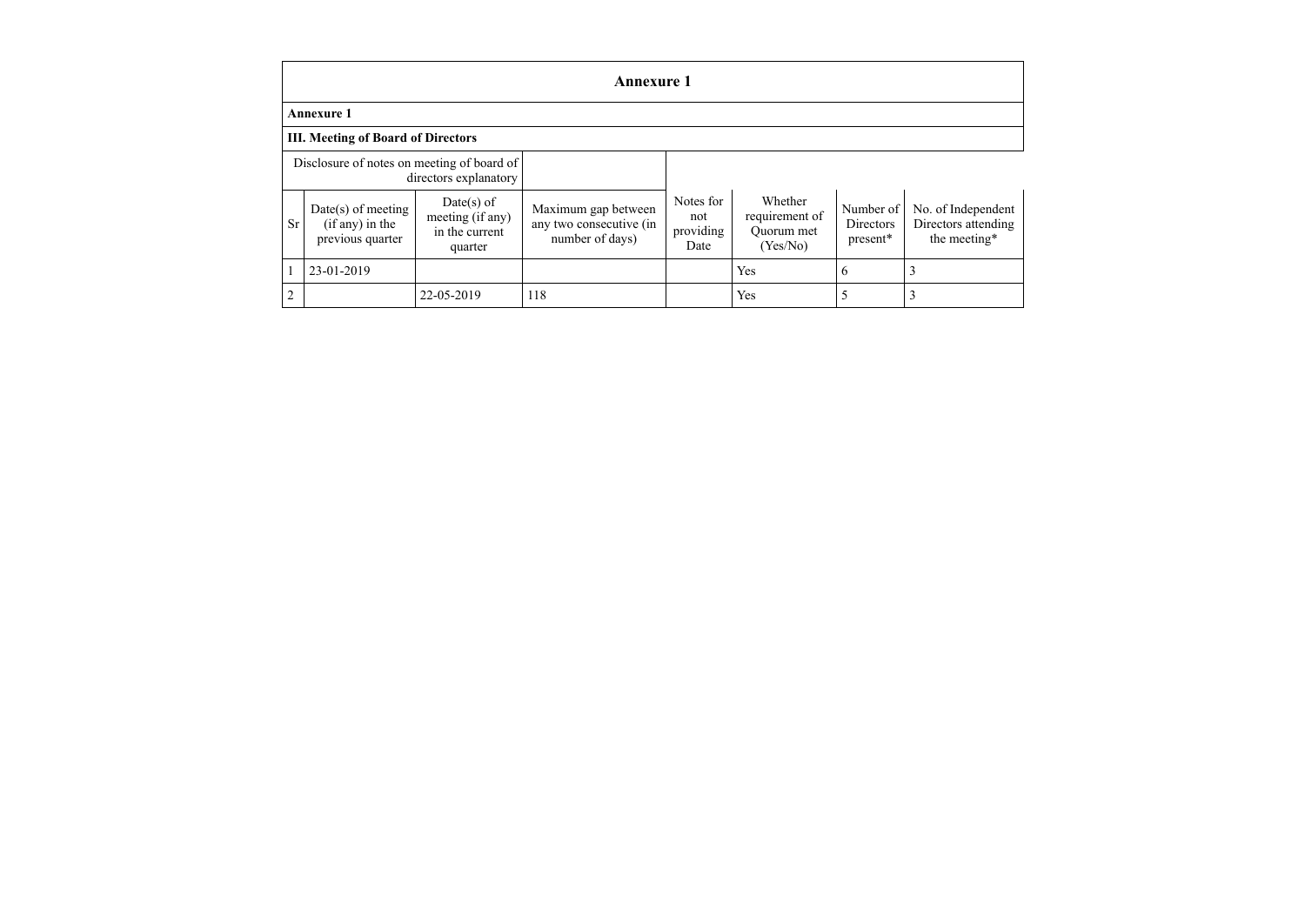# Annexure 1

**Annexure 1**

**III. Meeting of Board of Directors**

| Disclosure of notes on meeting of board of directors explanatory | | | | | | | |
|---|---|---|---|---|---|---|---|
| Sr | Date(s) of meeting (if any) in the previous quarter | Date(s) of meeting (if any) in the current quarter | Maximum gap between any two consecutive (in number of days) | Notes for not providing Date | Whether requirement of Quorum met (Yes/No) | Number of Directors present* | No. of Independent Directors attending the meeting* |
| 1 | 23-01-2019 | | | | Yes | 6 | 3 |
| 2 | | 22-05-2019 | 118 | | Yes | 5 | 3 |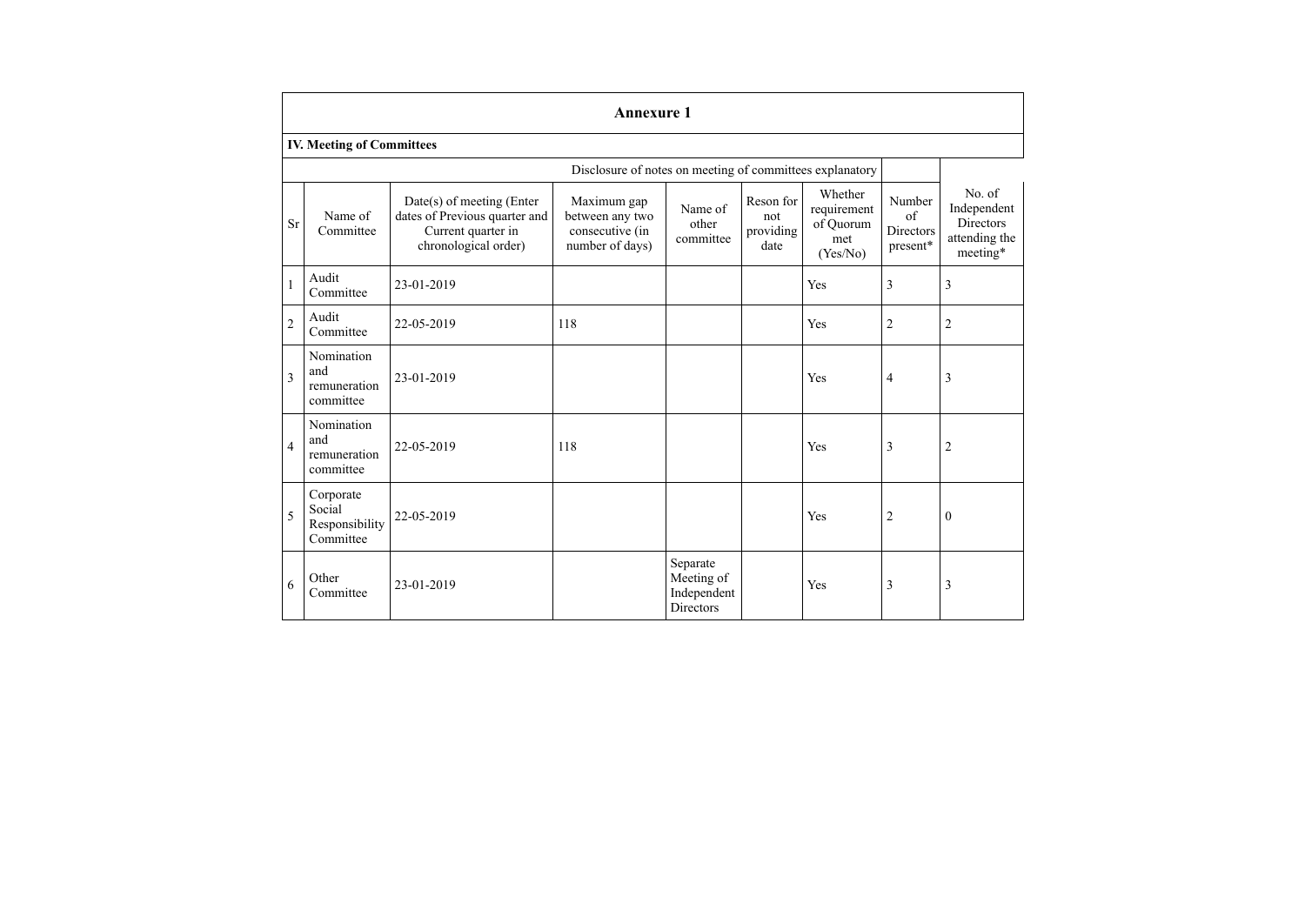## Annexure 1

### IV. Meeting of Committees

Disclosure of notes on meeting of committees explanatory

| Sr | Name of Committee | Date(s) of meeting (Enter dates of Previous quarter and Current quarter in chronological order) | Maximum gap between any two consecutive (in number of days) | Name of other committee | Reson for not providing date | Whether requirement of Quorum met (Yes/No) | Number of Directors present* | No. of Independent Directors attending the meeting* |
|---|---|---|---|---|---|---|---|---|
| 1 | Audit Committee | 23-01-2019 | | | | Yes | 3 | 3 |
| 2 | Audit Committee | 22-05-2019 | 118 | | | Yes | 2 | 2 |
| 3 | Nomination and remuneration committee | 23-01-2019 | | | | Yes | 4 | 3 |
| 4 | Nomination and remuneration committee | 22-05-2019 | 118 | | | Yes | 3 | 2 |
| 5 | Corporate Social Responsibility Committee | 22-05-2019 | | | | Yes | 2 | 0 |
| 6 | Other Committee | 23-01-2019 | | Separate Meeting of Independent Directors | | Yes | 3 | 3 |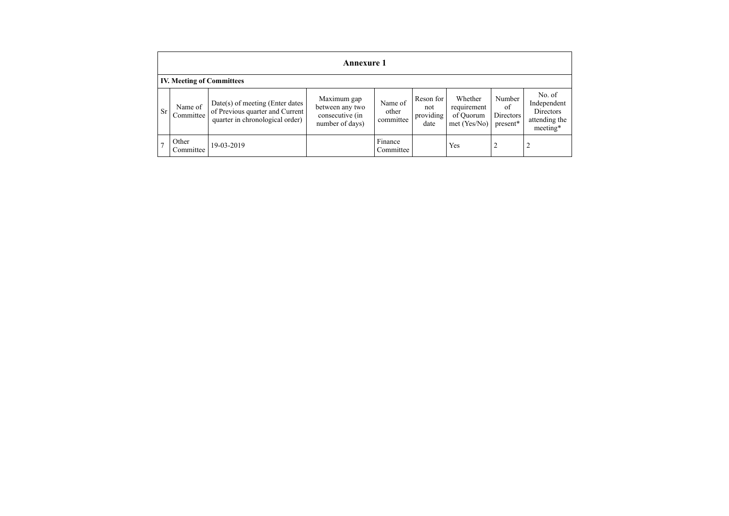## Annexure 1

**IV. Meeting of Committees**

| Sr | Name of Committee | Date(s) of meeting (Enter dates of Previous quarter and Current quarter in chronological order) | Maximum gap between any two consecutive (in number of days) | Name of other committee | Reson for not providing date | Whether requirement of Quorum met (Yes/No) | Number of Directors present* | No. of Independent Directors attending the meeting* |
|---|---|---|---|---|---|---|---|---|
| 7 | Other Committee | 19-03-2019 | | Finance Committee | | Yes | 2 | 2 |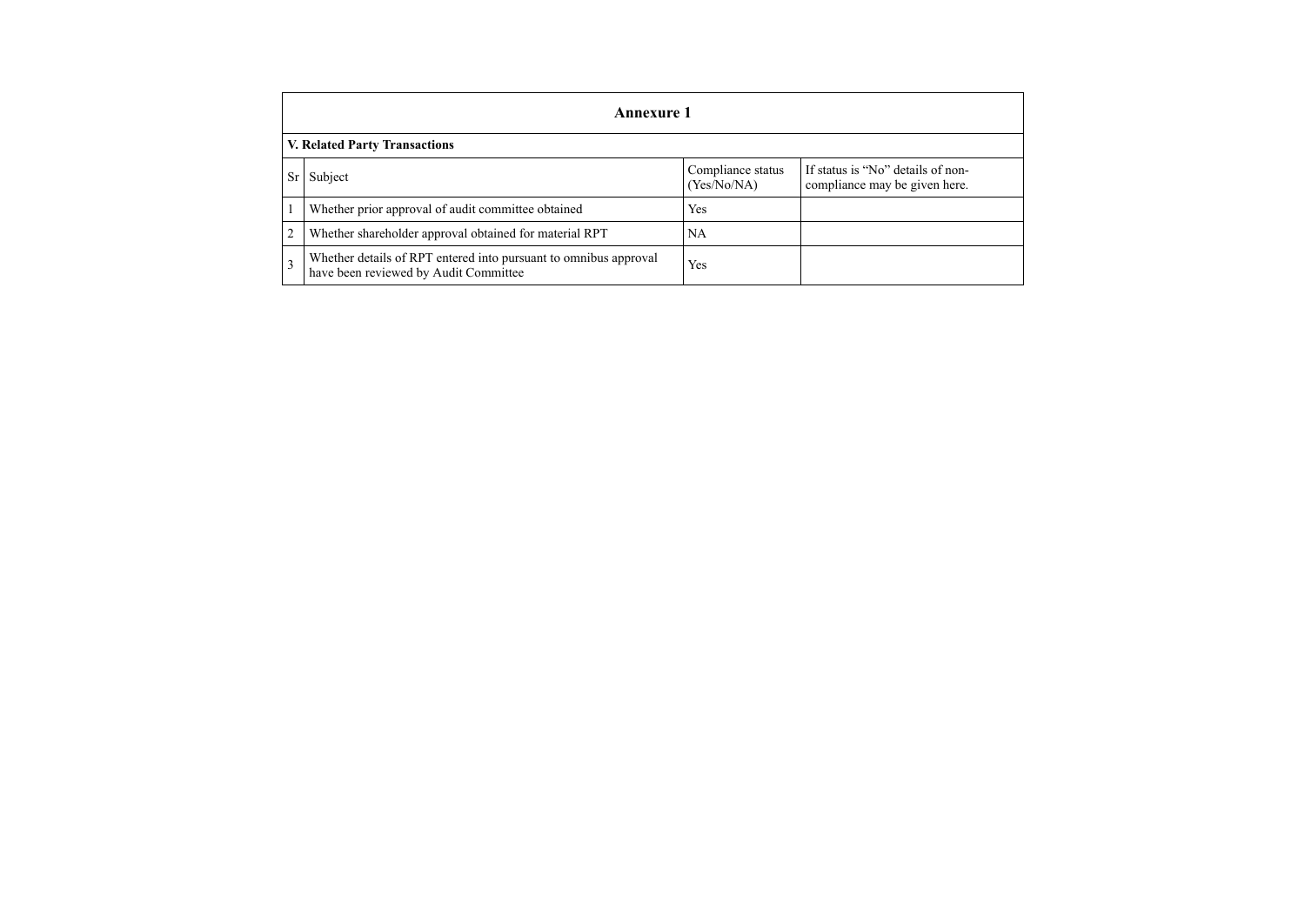## Annexure 1

**V. Related Party Transactions**

| Sr | Subject | Compliance status (Yes/No/NA) | If status is “No” details of non-compliance may be given here. |
|---|---|---|---|
| 1 | Whether prior approval of audit committee obtained | Yes | |
| 2 | Whether shareholder approval obtained for material RPT | NA | |
| 3 | Whether details of RPT entered into pursuant to omnibus approval have been reviewed by Audit Committee | Yes | |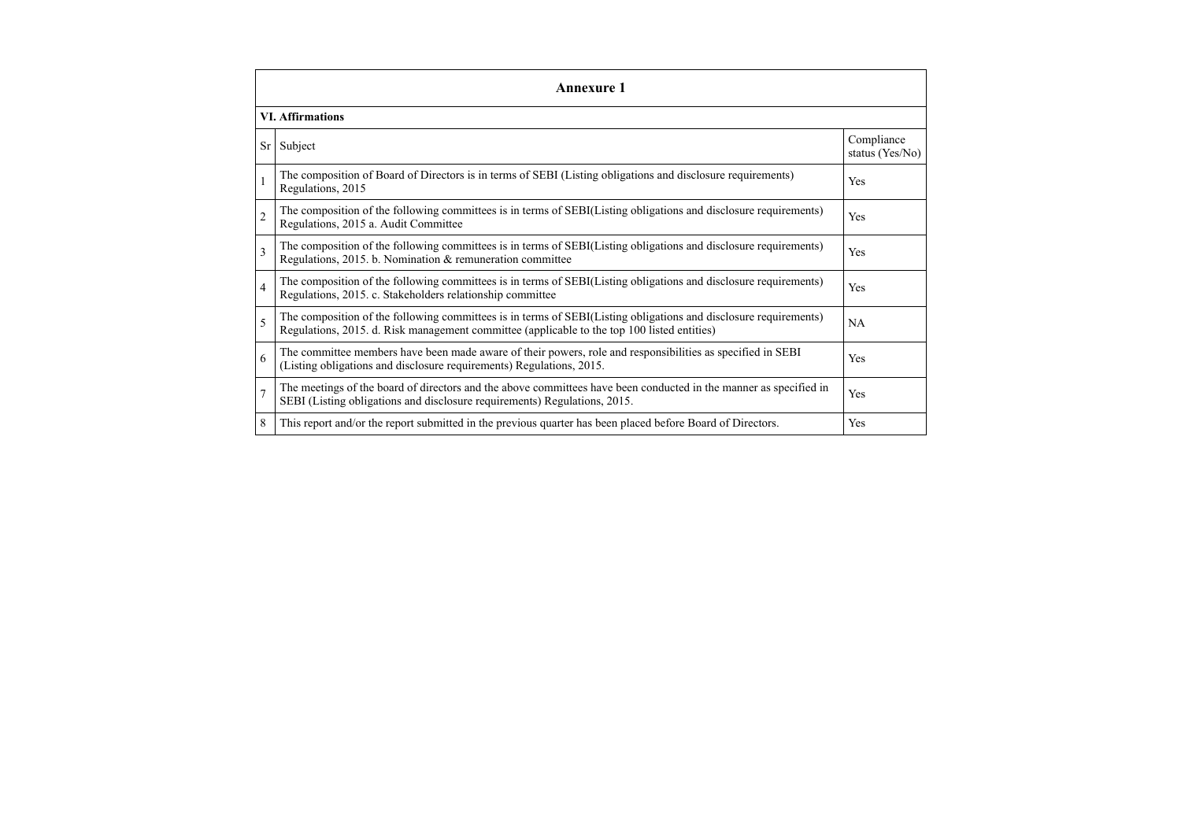# Annexure 1

## VI. Affirmations

| Sr | Subject | Compliance status (Yes/No) |
|---|---|---|
| 1 | The composition of Board of Directors is in terms of SEBI (Listing obligations and disclosure requirements) Regulations, 2015 | Yes |
| 2 | The composition of the following committees is in terms of SEBI(Listing obligations and disclosure requirements) Regulations, 2015 a. Audit Committee | Yes |
| 3 | The composition of the following committees is in terms of SEBI(Listing obligations and disclosure requirements) Regulations, 2015. b. Nomination & remuneration committee | Yes |
| 4 | The composition of the following committees is in terms of SEBI(Listing obligations and disclosure requirements) Regulations, 2015. c. Stakeholders relationship committee | Yes |
| 5 | The composition of the following committees is in terms of SEBI(Listing obligations and disclosure requirements) Regulations, 2015. d. Risk management committee (applicable to the top 100 listed entities) | NA |
| 6 | The committee members have been made aware of their powers, role and responsibilities as specified in SEBI (Listing obligations and disclosure requirements) Regulations, 2015. | Yes |
| 7 | The meetings of the board of directors and the above committees have been conducted in the manner as specified in SEBI (Listing obligations and disclosure requirements) Regulations, 2015. | Yes |
| 8 | This report and/or the report submitted in the previous quarter has been placed before Board of Directors. | Yes |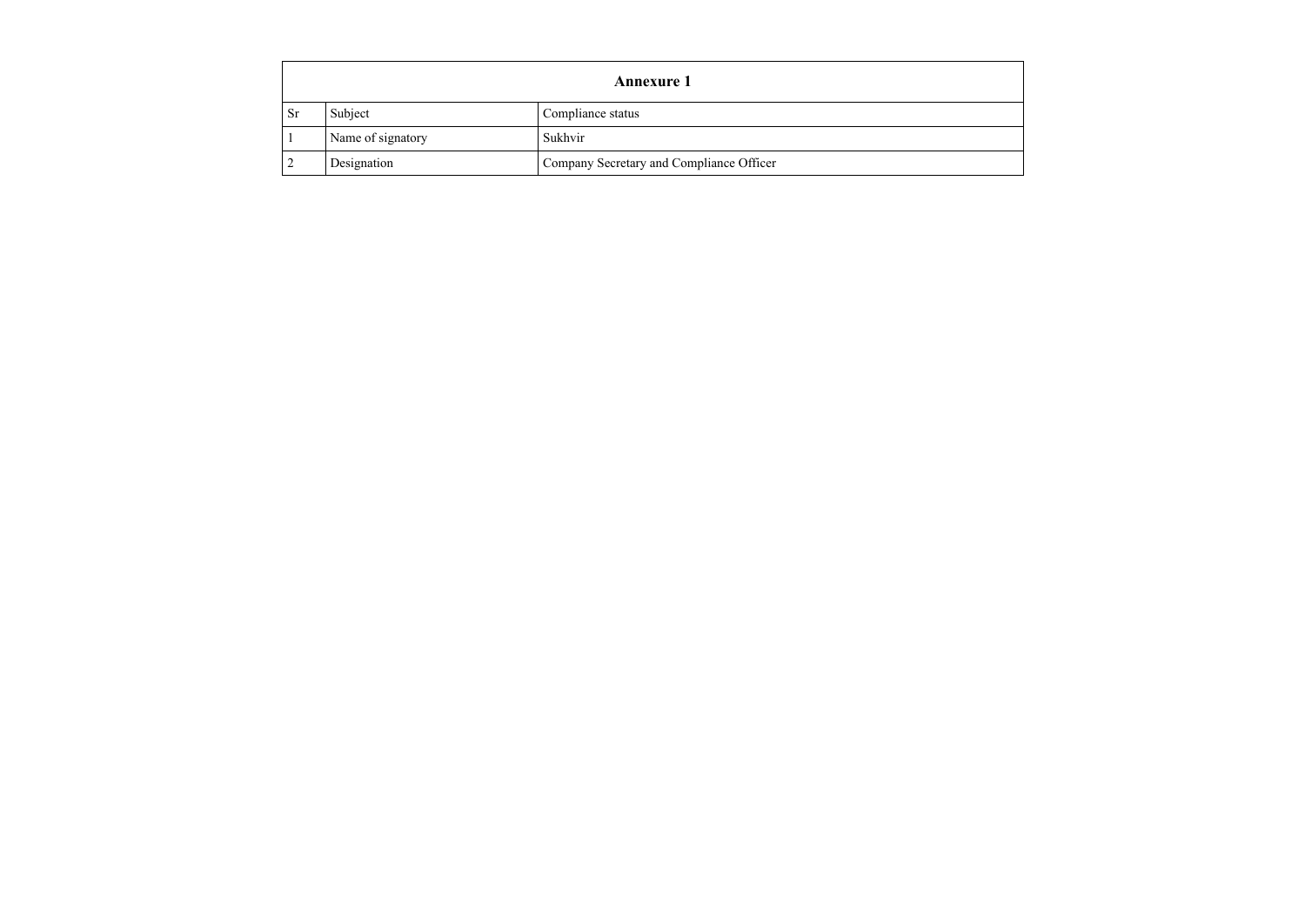| Annexure 1 | | |
|---|---|---|
| Sr | Subject | Compliance status |
| 1 | Name of signatory | Sukhvir |
| 2 | Designation | Company Secretary and Compliance Officer |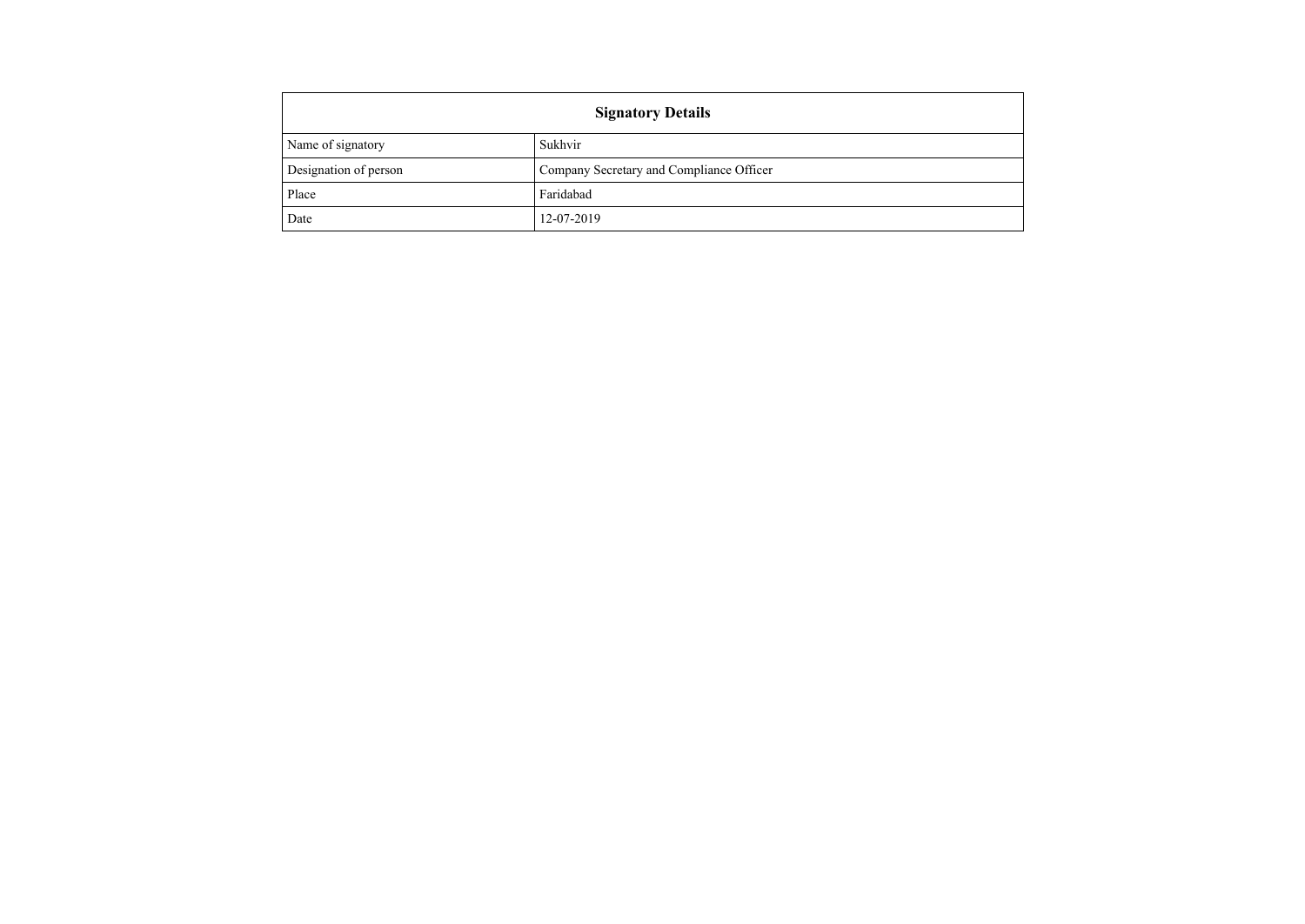| Signatory Details | |
|---|---|
| Name of signatory | Sukhvir |
| Designation of person | Company Secretary and Compliance Officer |
| Place | Faridabad |
| Date | 12-07-2019 |